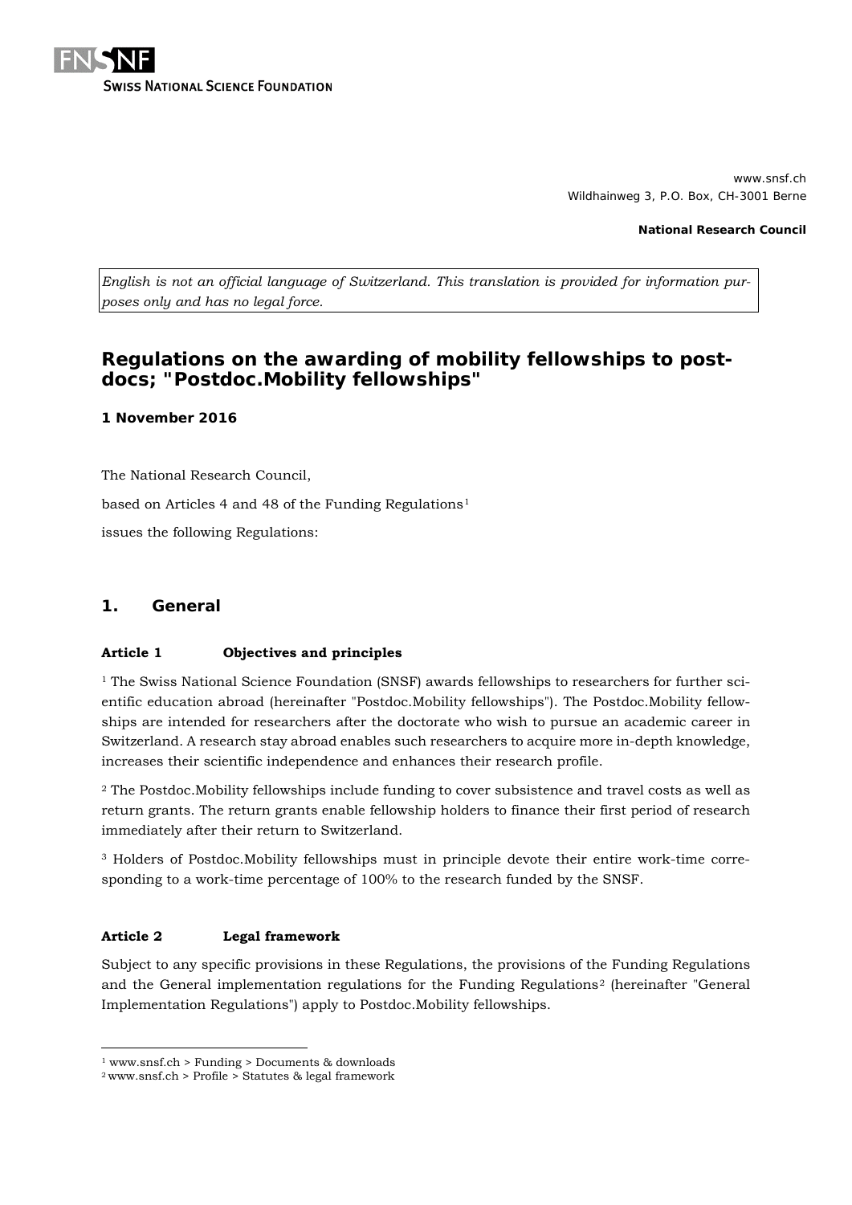FNSNF
SWISS NATIONAL SCIENCE FOUNDATION

www.snsf.ch
Wildhainweg 3, P.O. Box, CH-3001 Berne

**National Research Council**

*English is not an official language of Switzerland. This translation is provided for information purposes only and has no legal force.*

# Regulations on the awarding of mobility fellowships to postdocs; "Postdoc.Mobility fellowships"

**1 November 2016**

The National Research Council,

based on Articles 4 and 48 of the Funding Regulations[1]

issues the following Regulations:

## 1. General

### Article 1 Objectives and principles

[1] The Swiss National Science Foundation (SNSF) awards fellowships to researchers for further scientific education abroad (hereinafter "Postdoc.Mobility fellowships"). The Postdoc.Mobility fellowships are intended for researchers after the doctorate who wish to pursue an academic career in Switzerland. A research stay abroad enables such researchers to acquire more in-depth knowledge, increases their scientific independence and enhances their research profile.

[2] The Postdoc.Mobility fellowships include funding to cover subsistence and travel costs as well as return grants. The return grants enable fellowship holders to finance their first period of research immediately after their return to Switzerland.

[3] Holders of Postdoc.Mobility fellowships must in principle devote their entire work-time corresponding to a work-time percentage of 100% to the research funded by the SNSF.

### Article 2 Legal framework

Subject to any specific provisions in these Regulations, the provisions of the Funding Regulations and the General implementation regulations for the Funding Regulations[2] (hereinafter "General Implementation Regulations") apply to Postdoc.Mobility fellowships.

---

[1] www.snsf.ch > Funding > Documents & downloads
[2] www.snsf.ch > Profile > Statutes & legal framework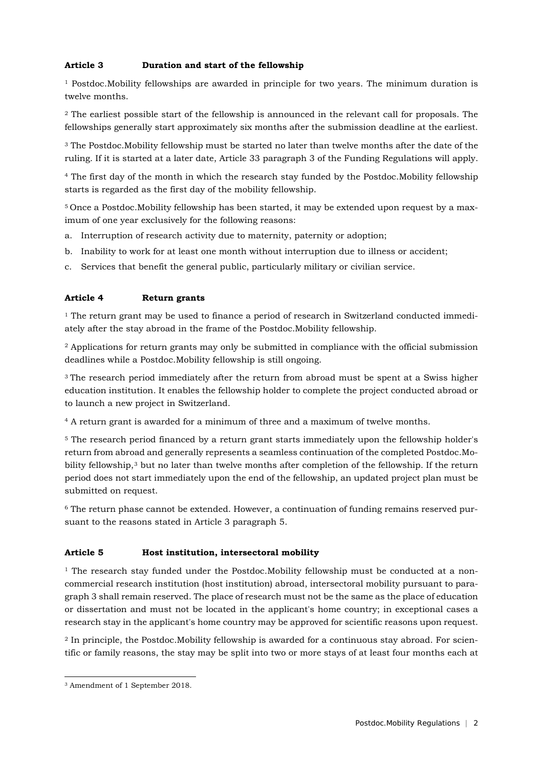## Article 3 Duration and start of the fellowship

[1] Postdoc.Mobility fellowships are awarded in principle for two years. The minimum duration is twelve months.

[2] The earliest possible start of the fellowship is announced in the relevant call for proposals. The fellowships generally start approximately six months after the submission deadline at the earliest.

[3] The Postdoc.Mobility fellowship must be started no later than twelve months after the date of the ruling. If it is started at a later date, Article 33 paragraph 3 of the Funding Regulations will apply.

[4] The first day of the month in which the research stay funded by the Postdoc.Mobility fellowship starts is regarded as the first day of the mobility fellowship.

[5] Once a Postdoc.Mobility fellowship has been started, it may be extended upon request by a maximum of one year exclusively for the following reasons:

a. Interruption of research activity due to maternity, paternity or adoption;

b. Inability to work for at least one month without interruption due to illness or accident;

c. Services that benefit the general public, particularly military or civilian service.

## Article 4 Return grants

[1] The return grant may be used to finance a period of research in Switzerland conducted immediately after the stay abroad in the frame of the Postdoc.Mobility fellowship.

[2] Applications for return grants may only be submitted in compliance with the official submission deadlines while a Postdoc.Mobility fellowship is still ongoing.

[3] The research period immediately after the return from abroad must be spent at a Swiss higher education institution. It enables the fellowship holder to complete the project conducted abroad or to launch a new project in Switzerland.

[4] A return grant is awarded for a minimum of three and a maximum of twelve months.

[5] The research period financed by a return grant starts immediately upon the fellowship holder's return from abroad and generally represents a seamless continuation of the completed Postdoc.Mobility fellowship,[3] but no later than twelve months after completion of the fellowship. If the return period does not start immediately upon the end of the fellowship, an updated project plan must be submitted on request.

[6] The return phase cannot be extended. However, a continuation of funding remains reserved pursuant to the reasons stated in Article 3 paragraph 5.

## Article 5 Host institution, intersectoral mobility

[1] The research stay funded under the Postdoc.Mobility fellowship must be conducted at a non-commercial research institution (host institution) abroad, intersectoral mobility pursuant to paragraph 3 shall remain reserved. The place of research must not be the same as the place of education or dissertation and must not be located in the applicant's home country; in exceptional cases a research stay in the applicant's home country may be approved for scientific reasons upon request.

[2] In principle, the Postdoc.Mobility fellowship is awarded for a continuous stay abroad. For scientific or family reasons, the stay may be split into two or more stays of at least four months each at

---

[3] Amendment of 1 September 2018.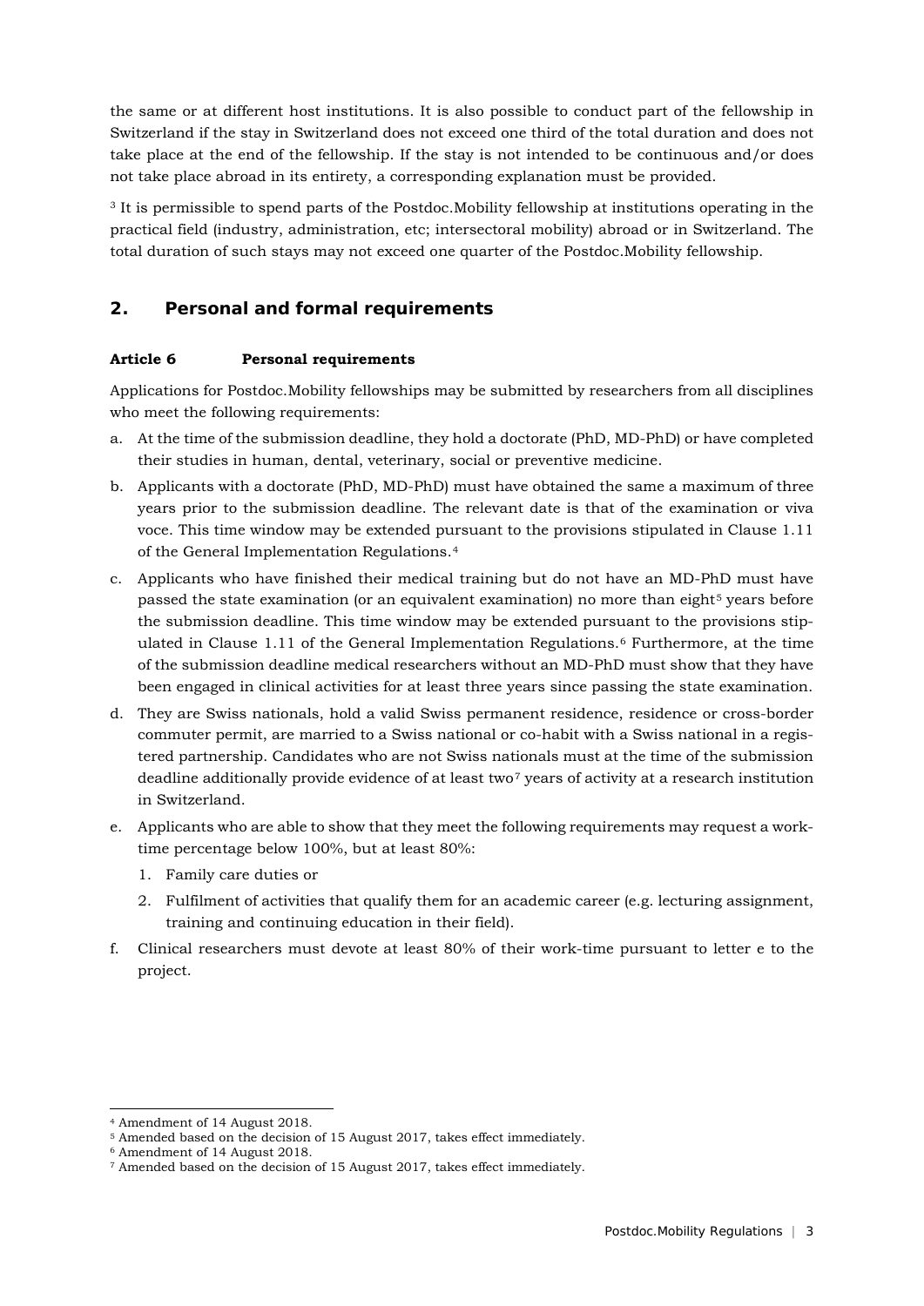the same or at different host institutions. It is also possible to conduct part of the fellowship in Switzerland if the stay in Switzerland does not exceed one third of the total duration and does not take place at the end of the fellowship. If the stay is not intended to be continuous and/or does not take place abroad in its entirety, a corresponding explanation must be provided.

[3] It is permissible to spend parts of the Postdoc.Mobility fellowship at institutions operating in the practical field (industry, administration, etc; intersectoral mobility) abroad or in Switzerland. The total duration of such stays may not exceed one quarter of the Postdoc.Mobility fellowship.

## 2. Personal and formal requirements

### Article 6 Personal requirements

Applications for Postdoc.Mobility fellowships may be submitted by researchers from all disciplines who meet the following requirements:

a. At the time of the submission deadline, they hold a doctorate (PhD, MD-PhD) or have completed their studies in human, dental, veterinary, social or preventive medicine.

b. Applicants with a doctorate (PhD, MD-PhD) must have obtained the same a maximum of three years prior to the submission deadline. The relevant date is that of the examination or viva voce. This time window may be extended pursuant to the provisions stipulated in Clause 1.11 of the General Implementation Regulations.[4]

c. Applicants who have finished their medical training but do not have an MD-PhD must have passed the state examination (or an equivalent examination) no more than eight[5] years before the submission deadline. This time window may be extended pursuant to the provisions stipulated in Clause 1.11 of the General Implementation Regulations.[6] Furthermore, at the time of the submission deadline medical researchers without an MD-PhD must show that they have been engaged in clinical activities for at least three years since passing the state examination.

d. They are Swiss nationals, hold a valid Swiss permanent residence, residence or cross-border commuter permit, are married to a Swiss national or co-habit with a Swiss national in a registered partnership. Candidates who are not Swiss nationals must at the time of the submission deadline additionally provide evidence of at least two[7] years of activity at a research institution in Switzerland.

e. Applicants who are able to show that they meet the following requirements may request a work-time percentage below 100%, but at least 80%:
   1. Family care duties or
   2. Fulfilment of activities that qualify them for an academic career (e.g. lecturing assignment, training and continuing education in their field).

f. Clinical researchers must devote at least 80% of their work-time pursuant to letter e to the project.

---

[4] Amendment of 14 August 2018.
[5] Amended based on the decision of 15 August 2017, takes effect immediately.
[6] Amendment of 14 August 2018.
[7] Amended based on the decision of 15 August 2017, takes effect immediately.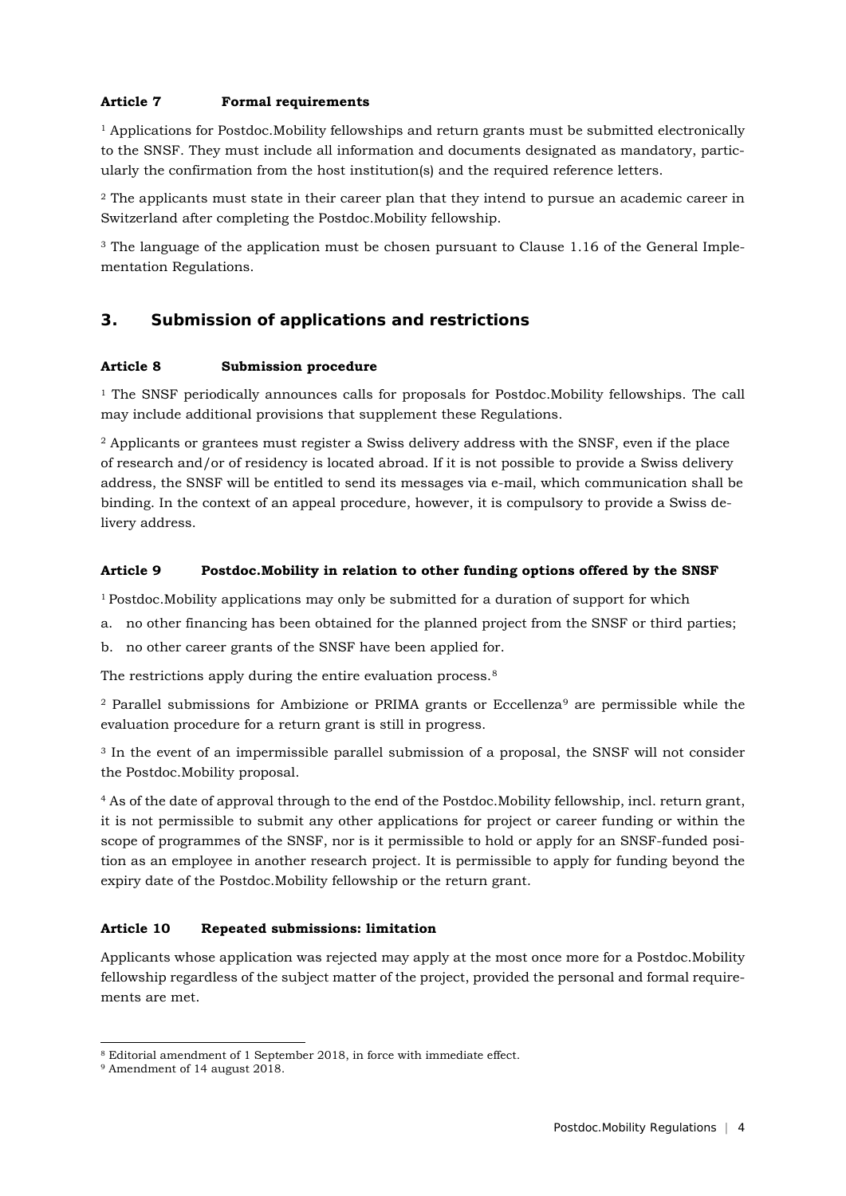#### Article 7 Formal requirements

[1] Applications for Postdoc.Mobility fellowships and return grants must be submitted electronically to the SNSF. They must include all information and documents designated as mandatory, particularly the confirmation from the host institution(s) and the required reference letters.

[2] The applicants must state in their career plan that they intend to pursue an academic career in Switzerland after completing the Postdoc.Mobility fellowship.

[3] The language of the application must be chosen pursuant to Clause 1.16 of the General Implementation Regulations.

## 3. Submission of applications and restrictions

#### Article 8 Submission procedure

[1] The SNSF periodically announces calls for proposals for Postdoc.Mobility fellowships. The call may include additional provisions that supplement these Regulations.

[2] Applicants or grantees must register a Swiss delivery address with the SNSF, even if the place of research and/or of residency is located abroad. If it is not possible to provide a Swiss delivery address, the SNSF will be entitled to send its messages via e-mail, which communication shall be binding. In the context of an appeal procedure, however, it is compulsory to provide a Swiss delivery address.

#### Article 9 Postdoc.Mobility in relation to other funding options offered by the SNSF

[1] Postdoc.Mobility applications may only be submitted for a duration of support for which

a. no other financing has been obtained for the planned project from the SNSF or third parties;

b. no other career grants of the SNSF have been applied for.

The restrictions apply during the entire evaluation process.[8]

[2] Parallel submissions for Ambizione or PRIMA grants or Eccellenza[9] are permissible while the evaluation procedure for a return grant is still in progress.

[3] In the event of an impermissible parallel submission of a proposal, the SNSF will not consider the Postdoc.Mobility proposal.

[4] As of the date of approval through to the end of the Postdoc.Mobility fellowship, incl. return grant, it is not permissible to submit any other applications for project or career funding or within the scope of programmes of the SNSF, nor is it permissible to hold or apply for an SNSF-funded position as an employee in another research project. It is permissible to apply for funding beyond the expiry date of the Postdoc.Mobility fellowship or the return grant.

#### Article 10 Repeated submissions: limitation

Applicants whose application was rejected may apply at the most once more for a Postdoc.Mobility fellowship regardless of the subject matter of the project, provided the personal and formal requirements are met.

---

[8] Editorial amendment of 1 September 2018, in force with immediate effect.

[9] Amendment of 14 august 2018.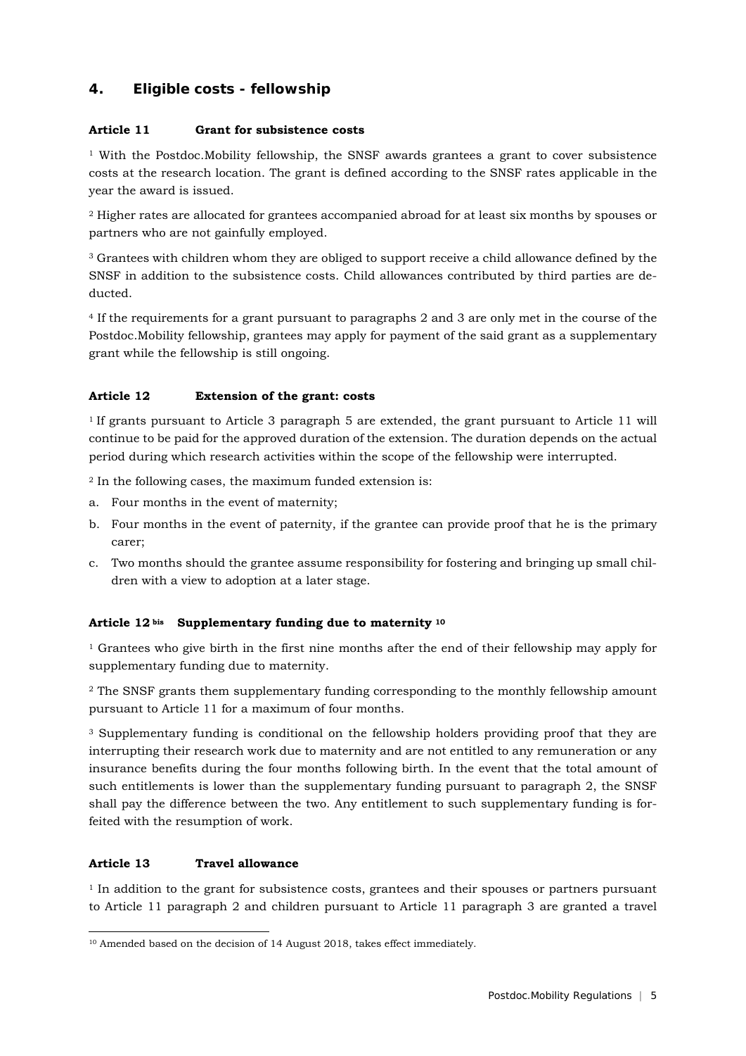## 4. Eligible costs - fellowship

**Article 11 Grant for subsistence costs**

[1] With the Postdoc.Mobility fellowship, the SNSF awards grantees a grant to cover subsistence costs at the research location. The grant is defined according to the SNSF rates applicable in the year the award is issued.

[2] Higher rates are allocated for grantees accompanied abroad for at least six months by spouses or partners who are not gainfully employed.

[3] Grantees with children whom they are obliged to support receive a child allowance defined by the SNSF in addition to the subsistence costs. Child allowances contributed by third parties are deducted.

[4] If the requirements for a grant pursuant to paragraphs 2 and 3 are only met in the course of the Postdoc.Mobility fellowship, grantees may apply for payment of the said grant as a supplementary grant while the fellowship is still ongoing.

**Article 12 Extension of the grant: costs**

[1] If grants pursuant to Article 3 paragraph 5 are extended, the grant pursuant to Article 11 will continue to be paid for the approved duration of the extension. The duration depends on the actual period during which research activities within the scope of the fellowship were interrupted.

[2] In the following cases, the maximum funded extension is:

a. Four months in the event of maternity;
b. Four months in the event of paternity, if the grantee can provide proof that he is the primary carer;
c. Two months should the grantee assume responsibility for fostering and bringing up small children with a view to adoption at a later stage.

**Article 12 bis Supplementary funding due to maternity [10]**

[1] Grantees who give birth in the first nine months after the end of their fellowship may apply for supplementary funding due to maternity.

[2] The SNSF grants them supplementary funding corresponding to the monthly fellowship amount pursuant to Article 11 for a maximum of four months.

[3] Supplementary funding is conditional on the fellowship holders providing proof that they are interrupting their research work due to maternity and are not entitled to any remuneration or any insurance benefits during the four months following birth. In the event that the total amount of such entitlements is lower than the supplementary funding pursuant to paragraph 2, the SNSF shall pay the difference between the two. Any entitlement to such supplementary funding is forfeited with the resumption of work.

**Article 13 Travel allowance**

[1] In addition to the grant for subsistence costs, grantees and their spouses or partners pursuant to Article 11 paragraph 2 and children pursuant to Article 11 paragraph 3 are granted a travel

[10] Amended based on the decision of 14 August 2018, takes effect immediately.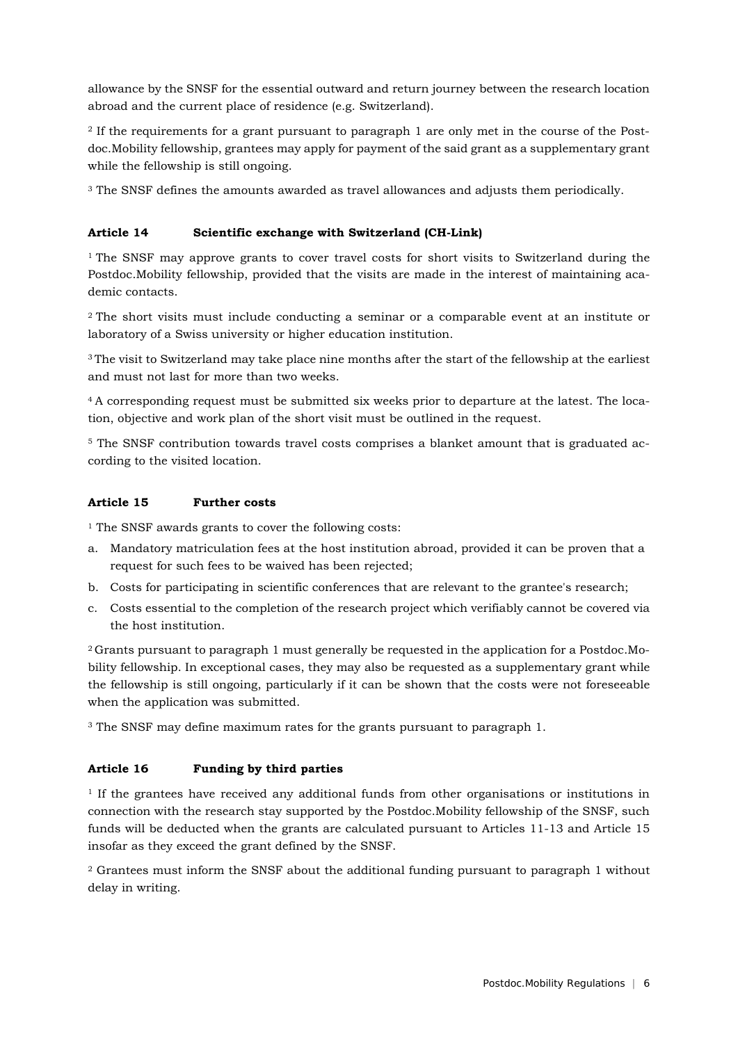allowance by the SNSF for the essential outward and return journey between the research location abroad and the current place of residence (e.g. Switzerland).

[2] If the requirements for a grant pursuant to paragraph 1 are only met in the course of the Postdoc.Mobility fellowship, grantees may apply for payment of the said grant as a supplementary grant while the fellowship is still ongoing.

[3] The SNSF defines the amounts awarded as travel allowances and adjusts them periodically.

### Article 14 Scientific exchange with Switzerland (CH-Link)

[1] The SNSF may approve grants to cover travel costs for short visits to Switzerland during the Postdoc.Mobility fellowship, provided that the visits are made in the interest of maintaining academic contacts.

[2] The short visits must include conducting a seminar or a comparable event at an institute or laboratory of a Swiss university or higher education institution.

[3] The visit to Switzerland may take place nine months after the start of the fellowship at the earliest and must not last for more than two weeks.

[4] A corresponding request must be submitted six weeks prior to departure at the latest. The location, objective and work plan of the short visit must be outlined in the request.

[5] The SNSF contribution towards travel costs comprises a blanket amount that is graduated according to the visited location.

### Article 15 Further costs

[1] The SNSF awards grants to cover the following costs:

a. Mandatory matriculation fees at the host institution abroad, provided it can be proven that a request for such fees to be waived has been rejected;
b. Costs for participating in scientific conferences that are relevant to the grantee's research;
c. Costs essential to the completion of the research project which verifiably cannot be covered via the host institution.

[2] Grants pursuant to paragraph 1 must generally be requested in the application for a Postdoc.Mobility fellowship. In exceptional cases, they may also be requested as a supplementary grant while the fellowship is still ongoing, particularly if it can be shown that the costs were not foreseeable when the application was submitted.

[3] The SNSF may define maximum rates for the grants pursuant to paragraph 1.

### Article 16 Funding by third parties

[1] If the grantees have received any additional funds from other organisations or institutions in connection with the research stay supported by the Postdoc.Mobility fellowship of the SNSF, such funds will be deducted when the grants are calculated pursuant to Articles 11-13 and Article 15 insofar as they exceed the grant defined by the SNSF.

[2] Grantees must inform the SNSF about the additional funding pursuant to paragraph 1 without delay in writing.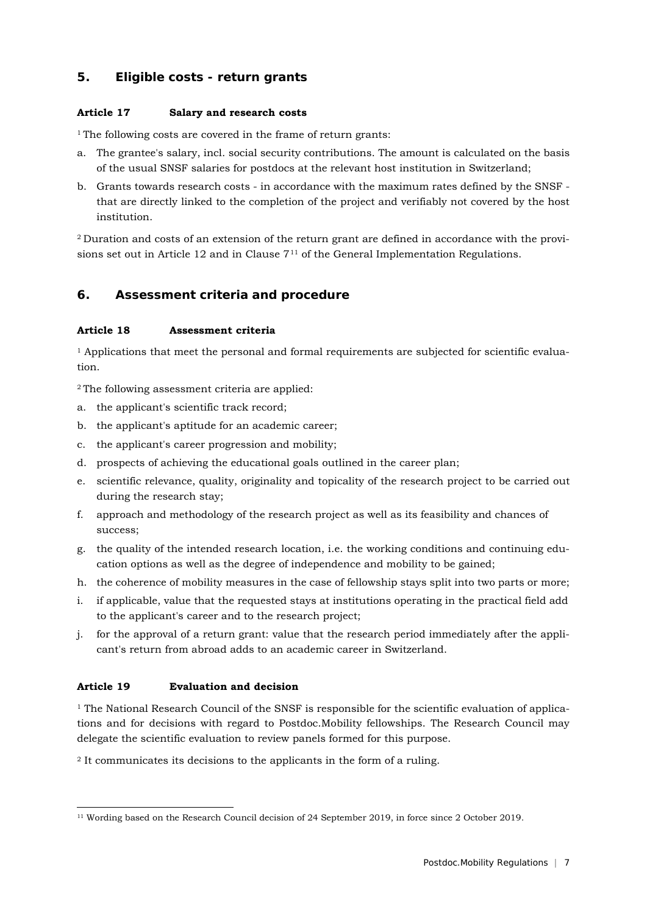## 5. Eligible costs - return grants

### Article 17 Salary and research costs

[1] The following costs are covered in the frame of return grants:

a. The grantee's salary, incl. social security contributions. The amount is calculated on the basis of the usual SNSF salaries for postdocs at the relevant host institution in Switzerland;

b. Grants towards research costs - in accordance with the maximum rates defined by the SNSF - that are directly linked to the completion of the project and verifiably not covered by the host institution.

[2] Duration and costs of an extension of the return grant are defined in accordance with the provisions set out in Article 12 and in Clause 7[11] of the General Implementation Regulations.

## 6. Assessment criteria and procedure

### Article 18 Assessment criteria

[1] Applications that meet the personal and formal requirements are subjected for scientific evaluation.

[2] The following assessment criteria are applied:

a. the applicant's scientific track record;

b. the applicant's aptitude for an academic career;

c. the applicant's career progression and mobility;

d. prospects of achieving the educational goals outlined in the career plan;

e. scientific relevance, quality, originality and topicality of the research project to be carried out during the research stay;

f. approach and methodology of the research project as well as its feasibility and chances of success;

g. the quality of the intended research location, i.e. the working conditions and continuing education options as well as the degree of independence and mobility to be gained;

h. the coherence of mobility measures in the case of fellowship stays split into two parts or more;

i. if applicable, value that the requested stays at institutions operating in the practical field add to the applicant's career and to the research project;

j. for the approval of a return grant: value that the research period immediately after the applicant's return from abroad adds to an academic career in Switzerland.

### Article 19 Evaluation and decision

[1] The National Research Council of the SNSF is responsible for the scientific evaluation of applications and for decisions with regard to Postdoc.Mobility fellowships. The Research Council may delegate the scientific evaluation to review panels formed for this purpose.

[2] It communicates its decisions to the applicants in the form of a ruling.

[11] Wording based on the Research Council decision of 24 September 2019, in force since 2 October 2019.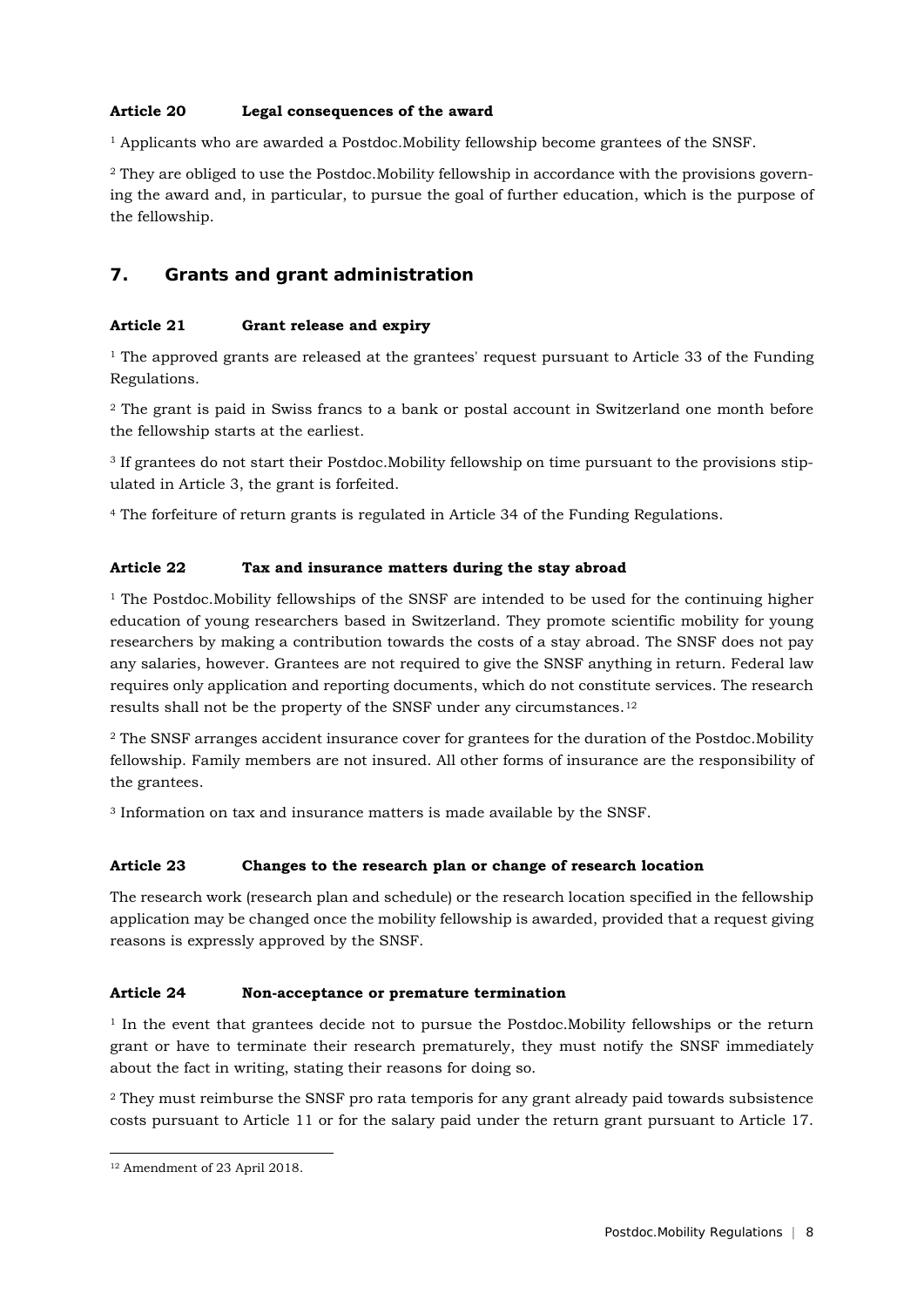**Article 20 Legal consequences of the award**

[1] Applicants who are awarded a Postdoc.Mobility fellowship become grantees of the SNSF.

[2] They are obliged to use the Postdoc.Mobility fellowship in accordance with the provisions governing the award and, in particular, to pursue the goal of further education, which is the purpose of the fellowship.

## 7. Grants and grant administration

**Article 21 Grant release and expiry**

[1] The approved grants are released at the grantees' request pursuant to Article 33 of the Funding Regulations.

[2] The grant is paid in Swiss francs to a bank or postal account in Switzerland one month before the fellowship starts at the earliest.

[3] If grantees do not start their Postdoc.Mobility fellowship on time pursuant to the provisions stipulated in Article 3, the grant is forfeited.

[4] The forfeiture of return grants is regulated in Article 34 of the Funding Regulations.

**Article 22 Tax and insurance matters during the stay abroad**

[1] The Postdoc.Mobility fellowships of the SNSF are intended to be used for the continuing higher education of young researchers based in Switzerland. They promote scientific mobility for young researchers by making a contribution towards the costs of a stay abroad. The SNSF does not pay any salaries, however. Grantees are not required to give the SNSF anything in return. Federal law requires only application and reporting documents, which do not constitute services. The research results shall not be the property of the SNSF under any circumstances.[12]

[2] The SNSF arranges accident insurance cover for grantees for the duration of the Postdoc.Mobility fellowship. Family members are not insured. All other forms of insurance are the responsibility of the grantees.

[3] Information on tax and insurance matters is made available by the SNSF.

**Article 23 Changes to the research plan or change of research location**

The research work (research plan and schedule) or the research location specified in the fellowship application may be changed once the mobility fellowship is awarded, provided that a request giving reasons is expressly approved by the SNSF.

**Article 24 Non-acceptance or premature termination**

[1] In the event that grantees decide not to pursue the Postdoc.Mobility fellowships or the return grant or have to terminate their research prematurely, they must notify the SNSF immediately about the fact in writing, stating their reasons for doing so.

[2] They must reimburse the SNSF pro rata temporis for any grant already paid towards subsistence costs pursuant to Article 11 or for the salary paid under the return grant pursuant to Article 17.

---

[12] Amendment of 23 April 2018.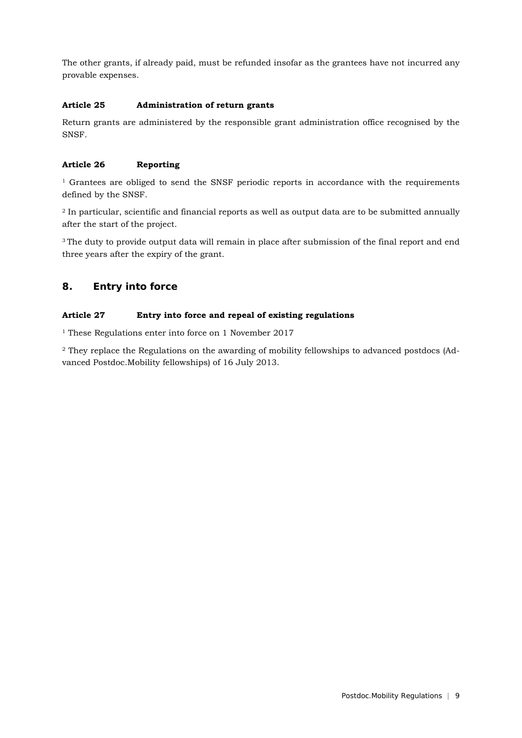The other grants, if already paid, must be refunded insofar as the grantees have not incurred any provable expenses.

### Article 25 Administration of return grants

Return grants are administered by the responsible grant administration office recognised by the SNSF.

### Article 26 Reporting

[1] Grantees are obliged to send the SNSF periodic reports in accordance with the requirements defined by the SNSF.

[2] In particular, scientific and financial reports as well as output data are to be submitted annually after the start of the project.

[3] The duty to provide output data will remain in place after submission of the final report and end three years after the expiry of the grant.

## 8. Entry into force

### Article 27 Entry into force and repeal of existing regulations

[1] These Regulations enter into force on 1 November 2017

[2] They replace the Regulations on the awarding of mobility fellowships to advanced postdocs (Advanced Postdoc.Mobility fellowships) of 16 July 2013.